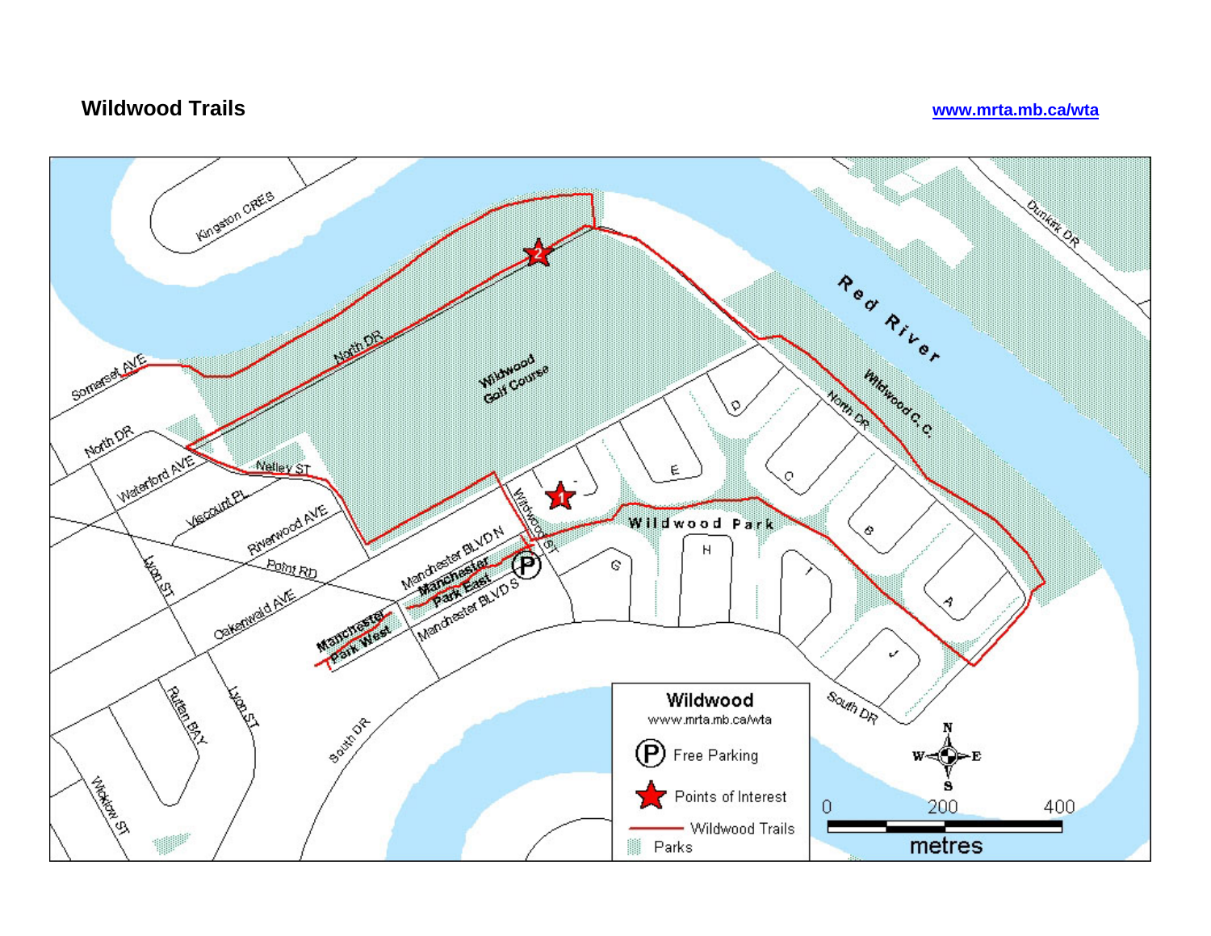# Wildwood Trails

www.mrta.mb.ca/wta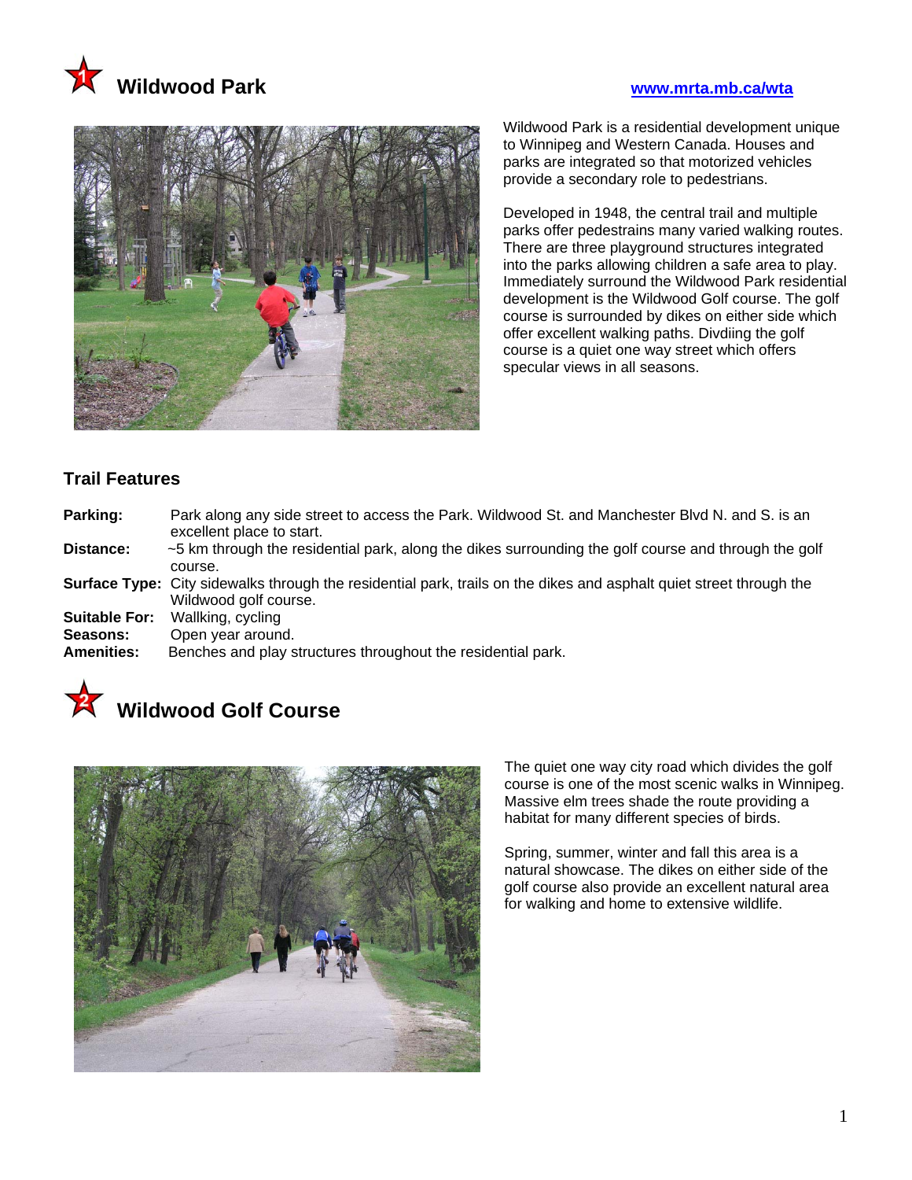# Wildwood Park

www.mrta.mb.ca/wta

Wildwood Park is a residential development unique to Winnipeg and Western Canada. Houses and parks are integrated so that motorized vehicles provide a secondary role to pedestrians.

Developed in 1948, the central trail and multiple parks offer pedestrains many varied walking routes. There are three playground structures integrated into the parks allowing children a safe area to play. Immediately surround the Wildwood Park residential development is the Wildwood Golf course. The golf course is surrounded by dikes on either side which offer excellent walking paths. Divdiing the golf course is a quiet one way street which offers specular views in all seasons.

## Trail Features

**Parking:** Park along any side street to access the Park. Wildwood St. and Manchester Blvd N. and S. is an excellent place to start.

**Distance:** ~5 km through the residential park, along the dikes surrounding the golf course and through the golf course.

**Surface Type:** City sidewalks through the residential park, trails on the dikes and asphalt quiet street through the Wildwood golf course.

**Suitable For:** Wallking, cycling

**Seasons:** Open year around.

**Amenities:** Benches and play structures throughout the residential park.

# Wildwood Golf Course

The quiet one way city road which divides the golf course is one of the most scenic walks in Winnipeg. Massive elm trees shade the route providing a habitat for many different species of birds.

Spring, summer, winter and fall this area is a natural showcase. The dikes on either side of the golf course also provide an excellent natural area for walking and home to extensive wildlife.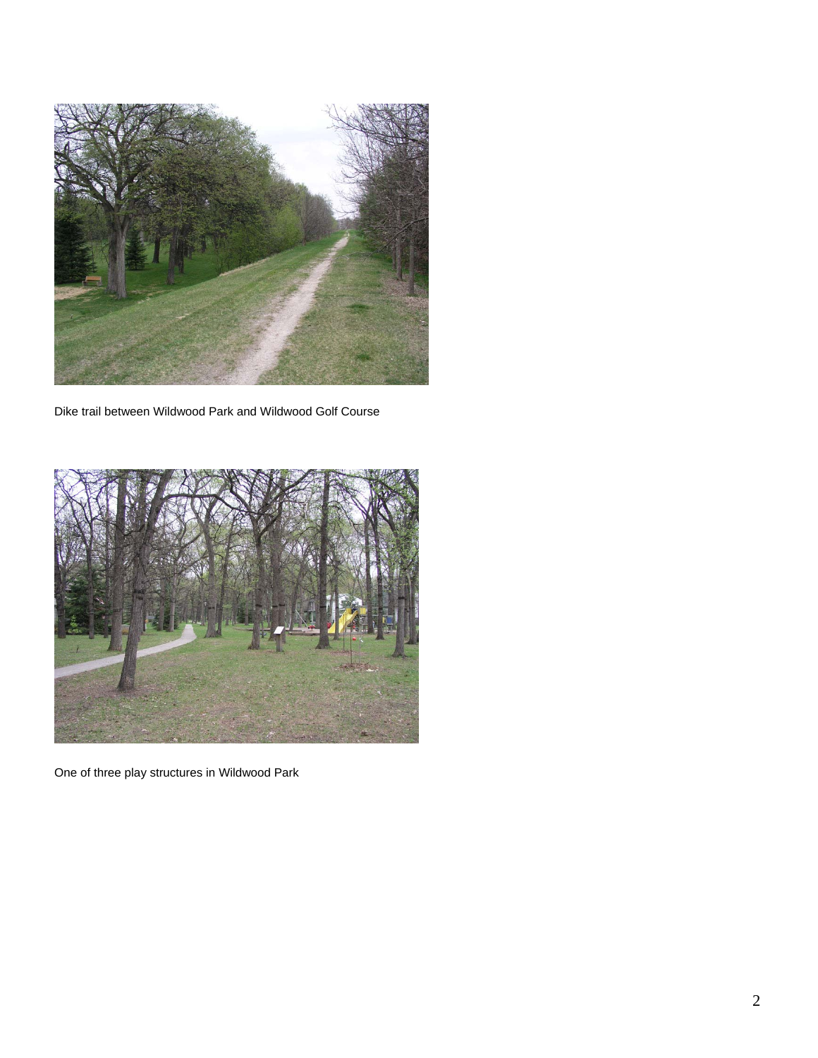Dike trail between Wildwood Park and Wildwood Golf Course

One of three play structures in Wildwood Park